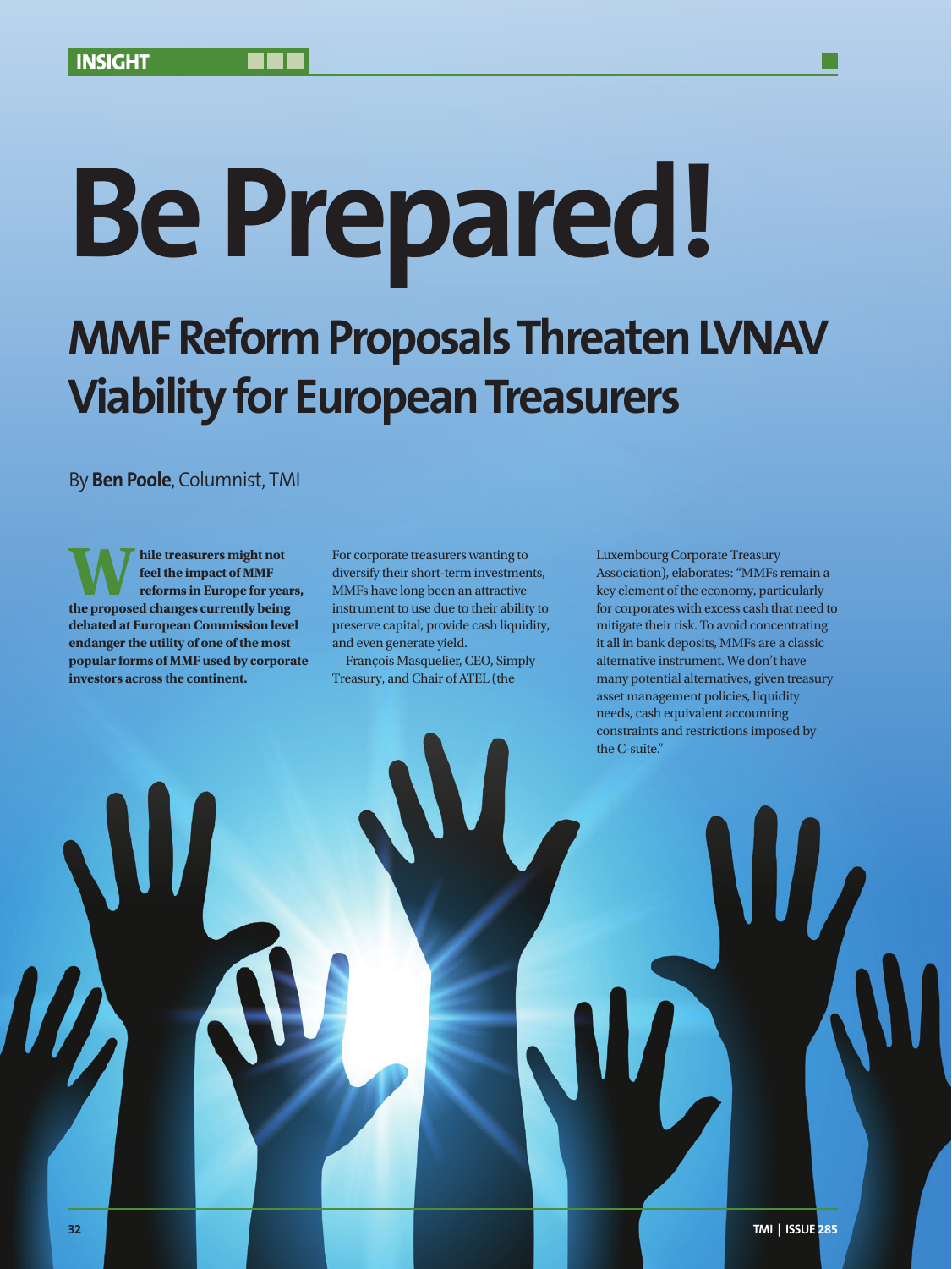INSIGHT

# Be Prepared!

## MMF Reform Proposals Threaten LVNAV Viability for European Treasurers

By **Ben Poole**, Columnist, TMI

**While treasurers might not feel the impact of MMF reforms in Europe for years, the proposed changes currently being debated at European Commission level endanger the utility of one of the most popular forms of MMF used by corporate investors across the continent.**

For corporate treasurers wanting to diversify their short-term investments, MMFs have long been an attractive instrument to use due to their ability to preserve capital, provide cash liquidity, and even generate yield.

François Masquelier, CEO, Simply Treasury, and Chair of ATEL (the Luxembourg Corporate Treasury Association), elaborates: "MMFs remain a key element of the economy, particularly for corporates with excess cash that need to mitigate their risk. To avoid concentrating it all in bank deposits, MMFs are a classic alternative instrument. We don't have many potential alternatives, given treasury asset management policies, liquidity needs, cash equivalent accounting constraints and restrictions imposed by the C-suite."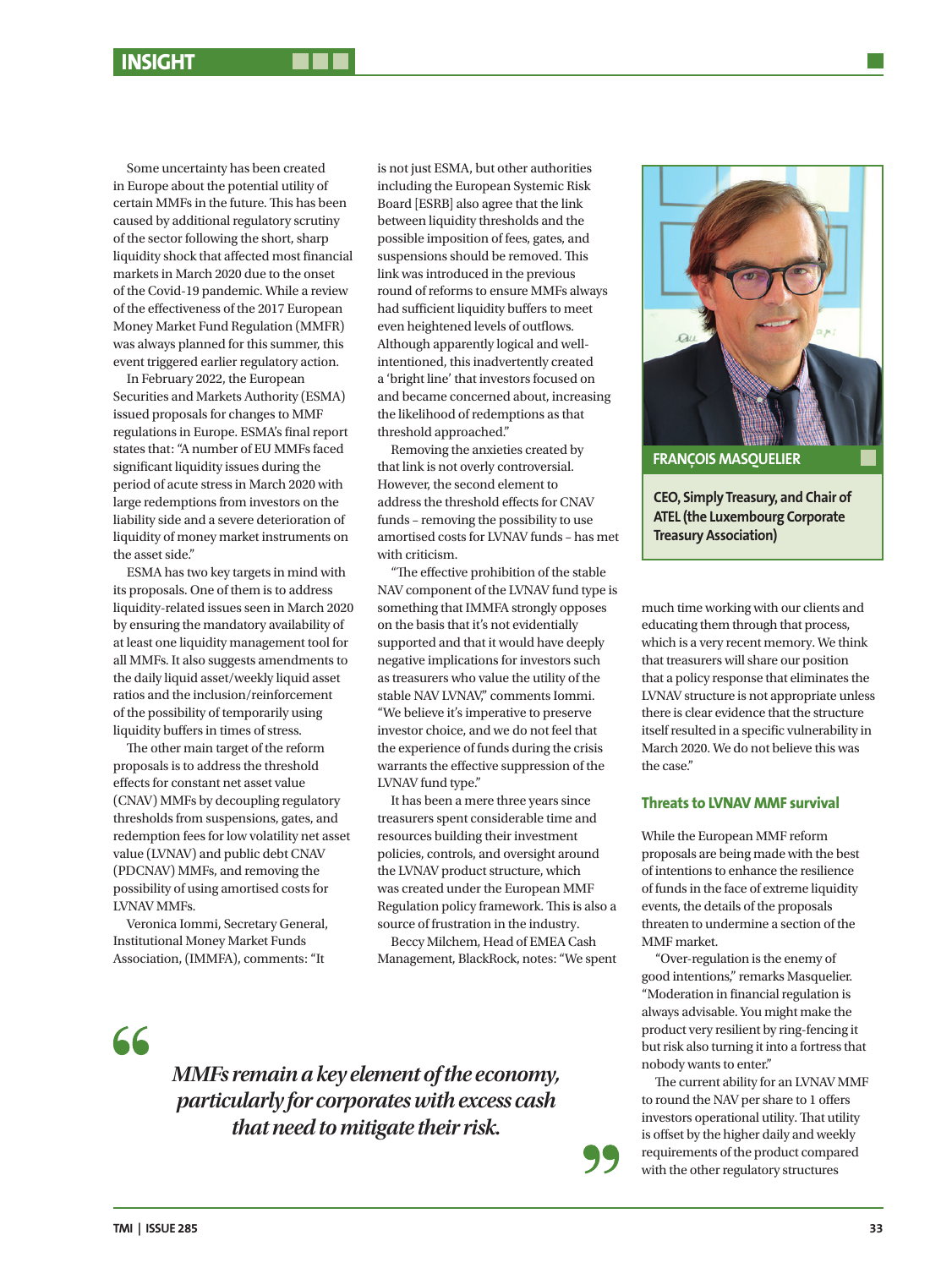Some uncertainty has been created in Europe about the potential utility of certain MMFs in the future. This has been caused by additional regulatory scrutiny of the sector following the short, sharp liquidity shock that affected most financial markets in March 2020 due to the onset of the Covid-19 pandemic. While a review of the effectiveness of the 2017 European Money Market Fund Regulation (MMFR) was always planned for this summer, this event triggered earlier regulatory action.

In February 2022, the European Securities and Markets Authority (ESMA) issued proposals for changes to MMF regulations in Europe. ESMA's final report states that: "A number of EU MMFs faced significant liquidity issues during the period of acute stress in March 2020 with large redemptions from investors on the liability side and a severe deterioration of liquidity of money market instruments on the asset side."

ESMA has two key targets in mind with its proposals. One of them is to address liquidity-related issues seen in March 2020 by ensuring the mandatory availability of at least one liquidity management tool for all MMFs. It also suggests amendments to the daily liquid asset/weekly liquid asset ratios and the inclusion/reinforcement of the possibility of temporarily using liquidity buffers in times of stress.

The other main target of the reform proposals is to address the threshold effects for constant net asset value (CNAV) MMFs by decoupling regulatory thresholds from suspensions, gates, and redemption fees for low volatility net asset value (LVNAV) and public debt CNAV (PDCNAV) MMFs, and removing the possibility of using amortised costs for LVNAV MMFs.

Veronica Iommi, Secretary General, Institutional Money Market Funds Association, (IMMFA), comments: "It is not just ESMA, but other authorities including the European Systemic Risk Board [ESRB] also agree that the link between liquidity thresholds and the possible imposition of fees, gates, and suspensions should be removed. This link was introduced in the previous round of reforms to ensure MMFs always had sufficient liquidity buffers to meet even heightened levels of outflows. Although apparently logical and well-intentioned, this inadvertently created a 'bright line' that investors focused on and became concerned about, increasing the likelihood of redemptions as that threshold approached."

Removing the anxieties created by that link is not overly controversial. However, the second element to address the threshold effects for CNAV funds – removing the possibility to use amortised costs for LVNAV funds – has met with criticism.

"The effective prohibition of the stable NAV component of the LVNAV fund type is something that IMMFA strongly opposes on the basis that it's not evidentially supported and that it would have deeply negative implications for investors such as treasurers who value the utility of the stable NAV LVNAV," comments Iommi. "We believe it's imperative to preserve investor choice, and we do not feel that the experience of funds during the crisis warrants the effective suppression of the LVNAV fund type."

It has been a mere three years since treasurers spent considerable time and resources building their investment policies, controls, and oversight around the LVNAV product structure, which was created under the European MMF Regulation policy framework. This is also a source of frustration in the industry.

Beccy Milchem, Head of EMEA Cash Management, BlackRock, notes: "We spent much time working with our clients and educating them through that process, which is a very recent memory. We think that treasurers will share our position that a policy response that eliminates the LVNAV structure is not appropriate unless there is clear evidence that the structure itself resulted in a specific vulnerability in March 2020. We do not believe this was the case."

**FRANÇOIS MASQUELIER**

**CEO, Simply Treasury, and Chair of ATEL (the Luxembourg Corporate Treasury Association)**

> *MMFs remain a key element of the economy, particularly for corporates with excess cash that need to mitigate their risk.*

## Threats to LVNAV MMF survival

While the European MMF reform proposals are being made with the best of intentions to enhance the resilience of funds in the face of extreme liquidity events, the details of the proposals threaten to undermine a section of the MMF market.

"Over-regulation is the enemy of good intentions," remarks Masquelier. "Moderation in financial regulation is always advisable. You might make the product very resilient by ring-fencing it but risk also turning it into a fortress that nobody wants to enter."

The current ability for an LVNAV MMF to round the NAV per share to 1 offers investors operational utility. That utility is offset by the higher daily and weekly requirements of the product compared with the other regulatory structures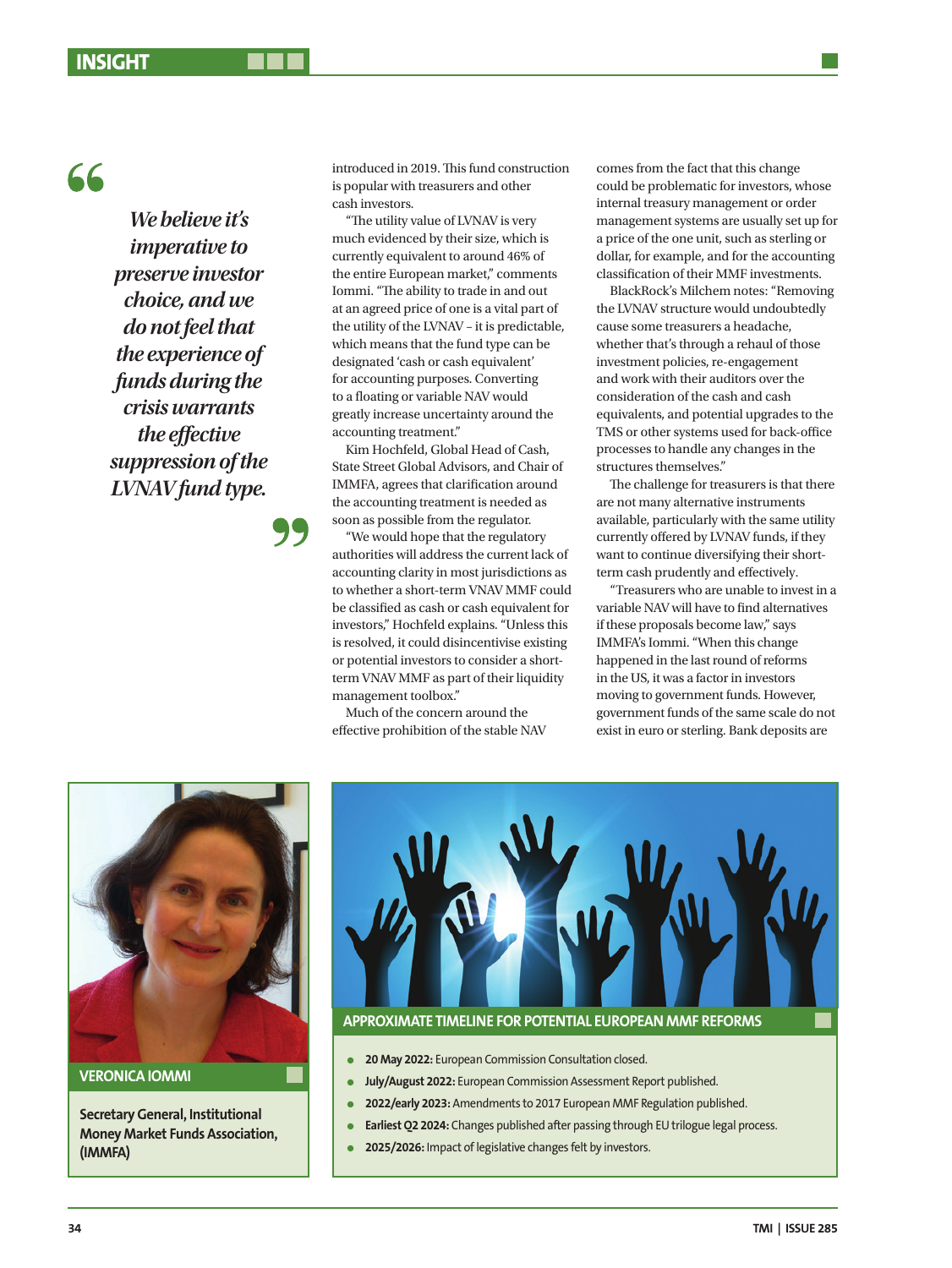> *We believe it's imperative to preserve investor choice, and we do not feel that the experience of funds during the crisis warrants the effective suppression of the LVNAV fund type.*

introduced in 2019. This fund construction is popular with treasurers and other cash investors.

"The utility value of LVNAV is very much evidenced by their size, which is currently equivalent to around 46% of the entire European market," comments Iommi. "The ability to trade in and out at an agreed price of one is a vital part of the utility of the LVNAV – it is predictable, which means that the fund type can be designated 'cash or cash equivalent' for accounting purposes. Converting to a floating or variable NAV would greatly increase uncertainty around the accounting treatment."

Kim Hochfeld, Global Head of Cash, State Street Global Advisors, and Chair of IMMFA, agrees that clarification around the accounting treatment is needed as soon as possible from the regulator.

"We would hope that the regulatory authorities will address the current lack of accounting clarity in most jurisdictions as to whether a short-term VNAV MMF could be classified as cash or cash equivalent for investors," Hochfeld explains. "Unless this is resolved, it could disincentivise existing or potential investors to consider a short-term VNAV MMF as part of their liquidity management toolbox."

Much of the concern around the effective prohibition of the stable NAV comes from the fact that this change could be problematic for investors, whose internal treasury management or order management systems are usually set up for a price of the one unit, such as sterling or dollar, for example, and for the accounting classification of their MMF investments.

BlackRock's Milchem notes: "Removing the LVNAV structure would undoubtedly cause some treasurers a headache, whether that's through a rehaul of those investment policies, re-engagement and work with their auditors over the consideration of the cash and cash equivalents, and potential upgrades to the TMS or other systems used for back-office processes to handle any changes in the structures themselves."

The challenge for treasurers is that there are not many alternative instruments available, particularly with the same utility currently offered by LVNAV funds, if they want to continue diversifying their short-term cash prudently and effectively.

"Treasurers who are unable to invest in a variable NAV will have to find alternatives if these proposals become law," says IMMFA's Iommi. "When this change happened in the last round of reforms in the US, it was a factor in investors moving to government funds. However, government funds of the same scale do not exist in euro or sterling. Bank deposits are

**VERONICA IOMMI**

**Secretary General, Institutional Money Market Funds Association, (IMMFA)**

### APPROXIMATE TIMELINE FOR POTENTIAL EUROPEAN MMF REFORMS

- **20 May 2022:** European Commission Consultation closed.
- **July/August 2022:** European Commission Assessment Report published.
- **2022/early 2023:** Amendments to 2017 European MMF Regulation published.
- **Earliest Q2 2024:** Changes published after passing through EU trilogue legal process.
- **2025/2026:** Impact of legislative changes felt by investors.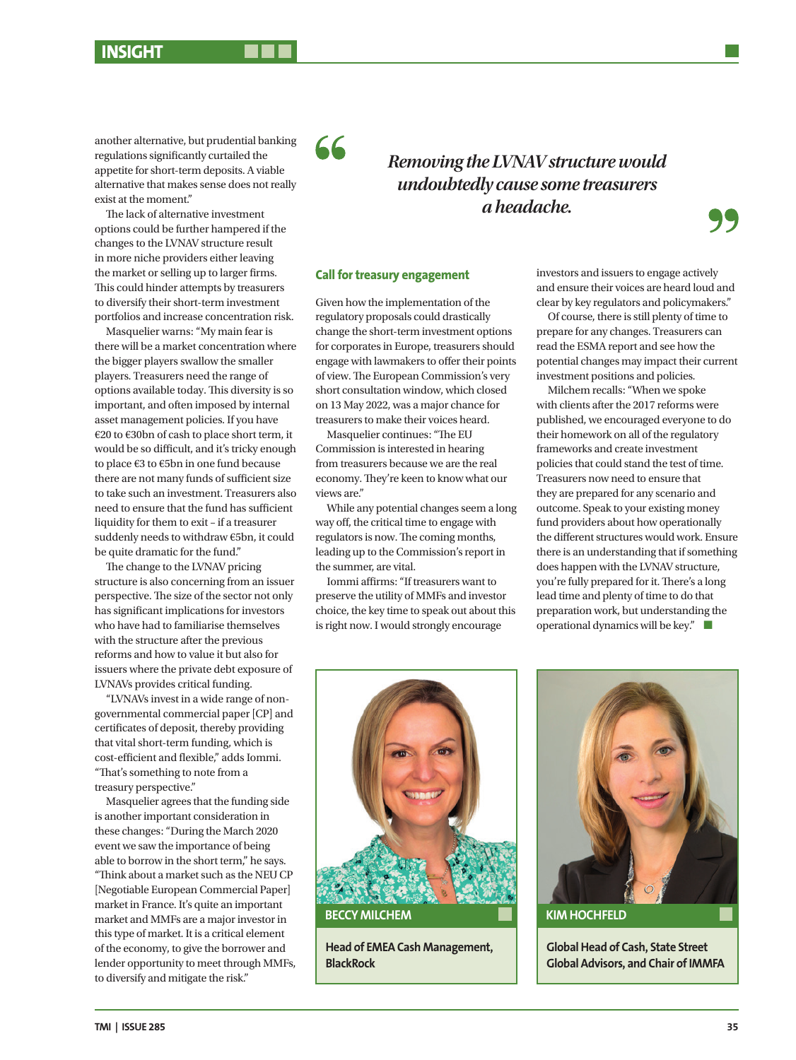another alternative, but prudential banking regulations significantly curtailed the appetite for short-term deposits. A viable alternative that makes sense does not really exist at the moment."

The lack of alternative investment options could be further hampered if the changes to the LVNAV structure result in more niche providers either leaving the market or selling up to larger firms. This could hinder attempts by treasurers to diversify their short-term investment portfolios and increase concentration risk.

Masquelier warns: "My main fear is there will be a market concentration where the bigger players swallow the smaller players. Treasurers need the range of options available today. This diversity is so important, and often imposed by internal asset management policies. If you have €20 to €30bn of cash to place short term, it would be so difficult, and it's tricky enough to place €3 to €5bn in one fund because there are not many funds of sufficient size to take such an investment. Treasurers also need to ensure that the fund has sufficient liquidity for them to exit – if a treasurer suddenly needs to withdraw €5bn, it could be quite dramatic for the fund."

The change to the LVNAV pricing structure is also concerning from an issuer perspective. The size of the sector not only has significant implications for investors who have had to familiarise themselves with the structure after the previous reforms and how to value it but also for issuers where the private debt exposure of LVNAVs provides critical funding.

"LVNAVs invest in a wide range of non-governmental commercial paper [CP] and certificates of deposit, thereby providing that vital short-term funding, which is cost-efficient and flexible," adds Iommi. "That's something to note from a treasury perspective."

Masquelier agrees that the funding side is another important consideration in these changes: "During the March 2020 event we saw the importance of being able to borrow in the short term," he says. "Think about a market such as the NEU CP [Negotiable European Commercial Paper] market in France. It's quite an important market and MMFs are a major investor in this type of market. It is a critical element of the economy, to give the borrower and lender opportunity to meet through MMFs, to diversify and mitigate the risk."

> *Removing the LVNAV structure would undoubtedly cause some treasurers a headache.*

## Call for treasury engagement

Given how the implementation of the regulatory proposals could drastically change the short-term investment options for corporates in Europe, treasurers should engage with lawmakers to offer their points of view. The European Commission's very short consultation window, which closed on 13 May 2022, was a major chance for treasurers to make their voices heard.

Masquelier continues: "The EU Commission is interested in hearing from treasurers because we are the real economy. They're keen to know what our views are."

While any potential changes seem a long way off, the critical time to engage with regulators is now. The coming months, leading up to the Commission's report in the summer, are vital.

Iommi affirms: "If treasurers want to preserve the utility of MMFs and investor choice, the key time to speak out about this is right now. I would strongly encourage investors and issuers to engage actively and ensure their voices are heard loud and clear by key regulators and policymakers."

Of course, there is still plenty of time to prepare for any changes. Treasurers can read the ESMA report and see how the potential changes may impact their current investment positions and policies.

Milchem recalls: "When we spoke with clients after the 2017 reforms were published, we encouraged everyone to do their homework on all of the regulatory frameworks and create investment policies that could stand the test of time. Treasurers now need to ensure that they are prepared for any scenario and outcome. Speak to your existing money fund providers about how operationally the different structures would work. Ensure there is an understanding that if something does happen with the LVNAV structure, you're fully prepared for it. There's a long lead time and plenty of time to do that preparation work, but understanding the operational dynamics will be key."

**BECCY MILCHEM**

**Head of EMEA Cash Management, BlackRock**

**KIM HOCHFELD**

**Global Head of Cash, State Street Global Advisors, and Chair of IMMFA**